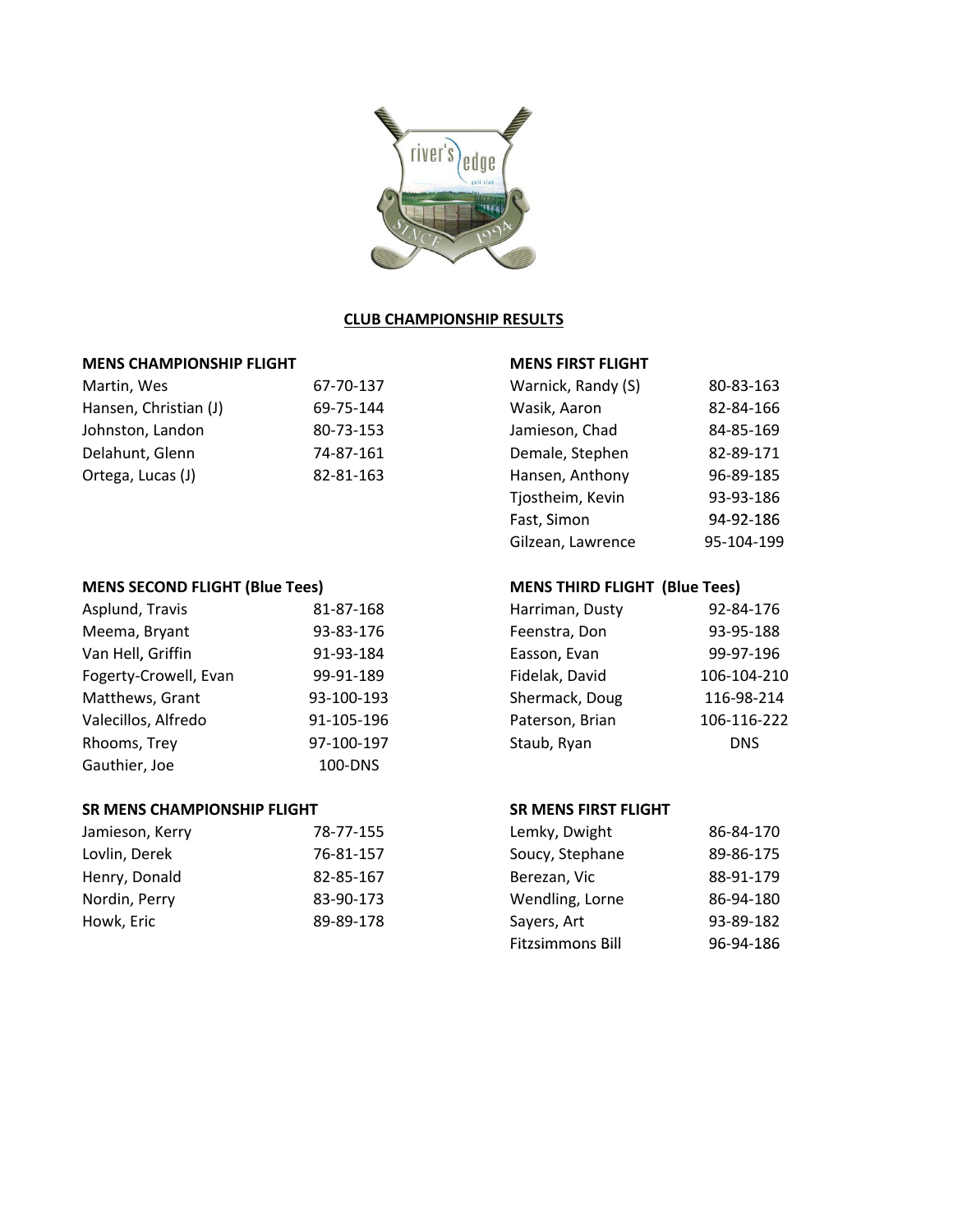# CLUB CHAMPIONSHIP RESULTS

## MENS CHAMPIONSHIP FLIGHT

| Name | Score |
|---|---|
| Martin, Wes | 67-70-137 |
| Hansen, Christian (J) | 69-75-144 |
| Johnston, Landon | 80-73-153 |
| Delahunt, Glenn | 74-87-161 |
| Ortega, Lucas (J) | 82-81-163 |

## MENS FIRST FLIGHT

| Name | Score |
|---|---|
| Warnick, Randy (S) | 80-83-163 |
| Wasik, Aaron | 82-84-166 |
| Jamieson, Chad | 84-85-169 |
| Demale, Stephen | 82-89-171 |
| Hansen, Anthony | 96-89-185 |
| Tjostheim, Kevin | 93-93-186 |
| Fast, Simon | 94-92-186 |
| Gilzean, Lawrence | 95-104-199 |

## MENS SECOND FLIGHT (Blue Tees)

| Name | Score |
|---|---|
| Asplund, Travis | 81-87-168 |
| Meema, Bryant | 93-83-176 |
| Van Hell, Griffin | 91-93-184 |
| Fogerty-Crowell, Evan | 99-91-189 |
| Matthews, Grant | 93-100-193 |
| Valecillos, Alfredo | 91-105-196 |
| Rhooms, Trey | 97-100-197 |
| Gauthier, Joe | 100-DNS |

## MENS THIRD FLIGHT (Blue Tees)

| Name | Score |
|---|---|
| Harriman, Dusty | 92-84-176 |
| Feenstra, Don | 93-95-188 |
| Easson, Evan | 99-97-196 |
| Fidelak, David | 106-104-210 |
| Shermack, Doug | 116-98-214 |
| Paterson, Brian | 106-116-222 |
| Staub, Ryan | DNS |

## SR MENS CHAMPIONSHIP FLIGHT

| Name | Score |
|---|---|
| Jamieson, Kerry | 78-77-155 |
| Lovlin, Derek | 76-81-157 |
| Henry, Donald | 82-85-167 |
| Nordin, Perry | 83-90-173 |
| Howk, Eric | 89-89-178 |

## SR MENS FIRST FLIGHT

| Name | Score |
|---|---|
| Lemky, Dwight | 86-84-170 |
| Soucy, Stephane | 89-86-175 |
| Berezan, Vic | 88-91-179 |
| Wendling, Lorne | 86-94-180 |
| Sayers, Art | 93-89-182 |
| Fitzsimmons Bill | 96-94-186 |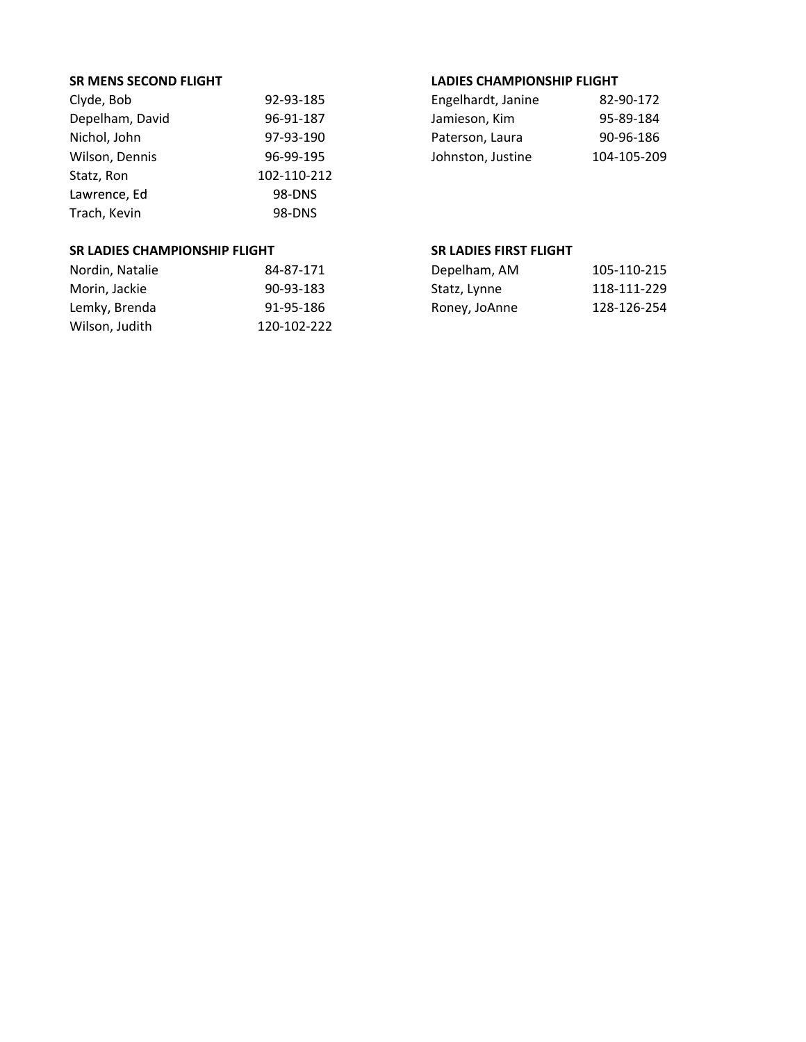**SR MENS SECOND FLIGHT**

| | |
|---|---|
| Clyde, Bob | 92-93-185 |
| Depelham, David | 96-91-187 |
| Nichol, John | 97-93-190 |
| Wilson, Dennis | 96-99-195 |
| Statz, Ron | 102-110-212 |
| Lawrence, Ed | 98-DNS |
| Trach, Kevin | 98-DNS |

**LADIES CHAMPIONSHIP FLIGHT**

| | |
|---|---|
| Engelhardt, Janine | 82-90-172 |
| Jamieson, Kim | 95-89-184 |
| Paterson, Laura | 90-96-186 |
| Johnston, Justine | 104-105-209 |

**SR LADIES CHAMPIONSHIP FLIGHT**

| | |
|---|---|
| Nordin, Natalie | 84-87-171 |
| Morin, Jackie | 90-93-183 |
| Lemky, Brenda | 91-95-186 |
| Wilson, Judith | 120-102-222 |

**SR LADIES FIRST FLIGHT**

| | |
|---|---|
| Depelham, AM | 105-110-215 |
| Statz, Lynne | 118-111-229 |
| Roney, JoAnne | 128-126-254 |